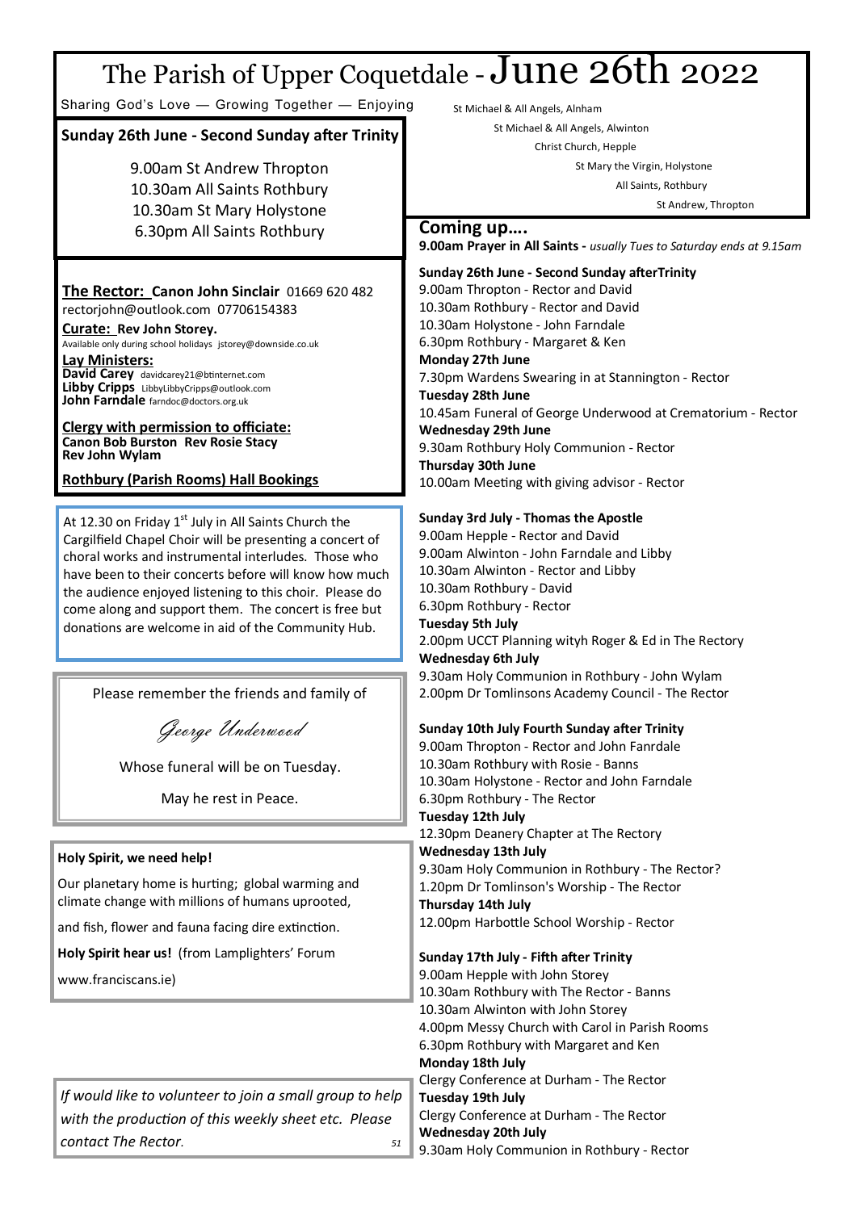# The Parish of Upper Coquetdale - June 26th 2022

Sharing God's Love — Growing Together — Enjoying

St Michael & All Angels, Alnham
St Michael & All Angels, Alwinton
Christ Church, Hepple
St Mary the Virgin, Holystone
All Saints, Rothbury
St Andrew, Thropton

## Sunday 26th June - Second Sunday after Trinity

9.00am St Andrew Thropton
10.30am All Saints Rothbury
10.30am St Mary Holystone
6.30pm All Saints Rothbury

**The Rector: Canon John Sinclair** 01669 620 482
rectorjohn@outlook.com 07706154383

**Curate: Rev John Storey.**
Available only during school holidays jstorey@downside.co.uk

**Lay Ministers:**
**David Carey** davidcarey21@btinternet.com
**Libby Cripps** LibbyLibbyCripps@outlook.com
**John Farndale** farndoc@doctors.org.uk

**Clergy with permission to officiate:**
**Canon Bob Burston Rev Rosie Stacy**
**Rev John Wylam**

**Rothbury (Parish Rooms) Hall Bookings**

At 12.30 on Friday 1st July in All Saints Church the Cargilfield Chapel Choir will be presenting a concert of choral works and instrumental interludes. Those who have been to their concerts before will know how much the audience enjoyed listening to this choir. Please do come along and support them. The concert is free but donations are welcome in aid of the Community Hub.

Please remember the friends and family of

*George Underwood*

Whose funeral will be on Tuesday.

May he rest in Peace.

**Holy Spirit, we need help!**

Our planetary home is hurting; global warming and climate change with millions of humans uprooted,

and fish, flower and fauna facing dire extinction.

**Holy Spirit hear us!** (from Lamplighters' Forum

www.franciscans.ie)

*If would like to volunteer to join a small group to help with the production of this weekly sheet etc. Please contact The Rector.*

## Coming up….

**9.00am Prayer in All Saints -** *usually Tues to Saturday ends at 9.15am*

**Sunday 26th June - Second Sunday afterTrinity**
9.00am Thropton - Rector and David
10.30am Rothbury - Rector and David
10.30am Holystone - John Farndale
6.30pm Rothbury - Margaret & Ken

**Monday 27th June**
7.30pm Wardens Swearing in at Stannington - Rector

**Tuesday 28th June**
10.45am Funeral of George Underwood at Crematorium - Rector

**Wednesday 29th June**
9.30am Rothbury Holy Communion - Rector

**Thursday 30th June**
10.00am Meeting with giving advisor - Rector

**Sunday 3rd July - Thomas the Apostle**
9.00am Hepple - Rector and David
9.00am Alwinton - John Farndale and Libby
10.30am Alwinton - Rector and Libby
10.30am Rothbury - David
6.30pm Rothbury - Rector

**Tuesday 5th July**
2.00pm UCCT Planning wityh Roger & Ed in The Rectory

**Wednesday 6th July**
9.30am Holy Communion in Rothbury - John Wylam
2.00pm Dr Tomlinsons Academy Council - The Rector

**Sunday 10th July Fourth Sunday after Trinity**
9.00am Thropton - Rector and John Fanrdale
10.30am Rothbury with Rosie - Banns
10.30am Holystone - Rector and John Farndale
6.30pm Rothbury - The Rector

**Tuesday 12th July**
12.30pm Deanery Chapter at The Rectory

**Wednesday 13th July**
9.30am Holy Communion in Rothbury - The Rector?
1.20pm Dr Tomlinson's Worship - The Rector

**Thursday 14th July**
12.00pm Harbottle School Worship - Rector

**Sunday 17th July - Fifth after Trinity**
9.00am Hepple with John Storey
10.30am Rothbury with The Rector - Banns
10.30am Alwinton with John Storey
4.00pm Messy Church with Carol in Parish Rooms
6.30pm Rothbury with Margaret and Ken

**Monday 18th July**
Clergy Conference at Durham - The Rector

**Tuesday 19th July**
Clergy Conference at Durham - The Rector

**Wednesday 20th July**
9.30am Holy Communion in Rothbury - Rector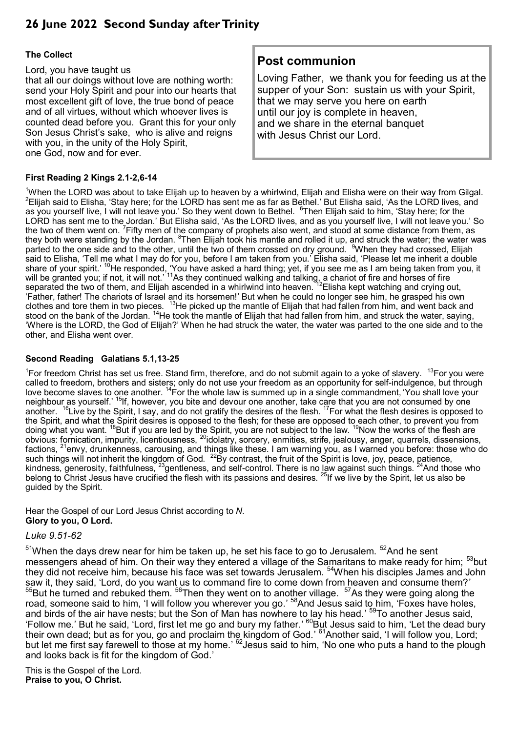## 26 June 2022 Second Sunday after Trinity

**The Collect**

Lord, you have taught us
that all our doings without love are nothing worth:
send your Holy Spirit and pour into our hearts that most excellent gift of love, the true bond of peace and of all virtues, without which whoever lives is counted dead before you. Grant this for your only Son Jesus Christ's sake, who is alive and reigns with you, in the unity of the Holy Spirit,
one God, now and for ever.

### Post communion

Loving Father, we thank you for feeding us at the supper of your Son: sustain us with your Spirit,
that we may serve you here on earth
until our joy is complete in heaven,
and we share in the eternal banquet
with Jesus Christ our Lord.

**First Reading 2 Kings 2.1-2,6-14**

[1]When the LORD was about to take Elijah up to heaven by a whirlwind, Elijah and Elisha were on their way from Gilgal. [2]Elijah said to Elisha, 'Stay here; for the LORD has sent me as far as Bethel.' But Elisha said, 'As the LORD lives, and as you yourself live, I will not leave you.' So they went down to Bethel. [6]Then Elijah said to him, 'Stay here; for the LORD has sent me to the Jordan.' But Elisha said, 'As the LORD lives, and as you yourself live, I will not leave you.' So the two of them went on. [7]Fifty men of the company of prophets also went, and stood at some distance from them, as they both were standing by the Jordan. [8]Then Elijah took his mantle and rolled it up, and struck the water; the water was parted to the one side and to the other, until the two of them crossed on dry ground. [9]When they had crossed, Elijah said to Elisha, 'Tell me what I may do for you, before I am taken from you.' Elisha said, 'Please let me inherit a double share of your spirit.' [10]He responded, 'You have asked a hard thing; yet, if you see me as I am being taken from you, it will be granted you; if not, it will not.' [11]As they continued walking and talking, a chariot of fire and horses of fire separated the two of them, and Elijah ascended in a whirlwind into heaven. [12]Elisha kept watching and crying out, 'Father, father! The chariots of Israel and its horsemen!' But when he could no longer see him, he grasped his own clothes and tore them in two pieces. [13]He picked up the mantle of Elijah that had fallen from him, and went back and stood on the bank of the Jordan. [14]He took the mantle of Elijah that had fallen from him, and struck the water, saying, 'Where is the LORD, the God of Elijah?' When he had struck the water, the water was parted to the one side and to the other, and Elisha went over.

**Second Reading Galatians 5.1,13-25**

[1]For freedom Christ has set us free. Stand firm, therefore, and do not submit again to a yoke of slavery. [13]For you were called to freedom, brothers and sisters; only do not use your freedom as an opportunity for self-indulgence, but through love become slaves to one another. [14]For the whole law is summed up in a single commandment, 'You shall love your neighbour as yourself.' [15]If, however, you bite and devour one another, take care that you are not consumed by one another. [16]Live by the Spirit, I say, and do not gratify the desires of the flesh. [17]For what the flesh desires is opposed to the Spirit, and what the Spirit desires is opposed to the flesh; for these are opposed to each other, to prevent you from doing what you want. [18]But if you are led by the Spirit, you are not subject to the law. [19]Now the works of the flesh are obvious: fornication, impurity, licentiousness, [20]idolatry, sorcery, enmities, strife, jealousy, anger, quarrels, dissensions, factions, [21]envy, drunkenness, carousing, and things like these. I am warning you, as I warned you before: those who do such things will not inherit the kingdom of God. [22]By contrast, the fruit of the Spirit is love, joy, peace, patience, kindness, generosity, faithfulness, [23]gentleness, and self-control. There is no law against such things. [24]And those who belong to Christ Jesus have crucified the flesh with its passions and desires. [25]If we live by the Spirit, let us also be guided by the Spirit.

Hear the Gospel of our Lord Jesus Christ according to *N*.
**Glory to you, O Lord.**

*Luke 9.51-62*

[51]When the days drew near for him be taken up, he set his face to go to Jerusalem. [52]And he sent messengers ahead of him. On their way they entered a village of the Samaritans to make ready for him; [53]but they did not receive him, because his face was set towards Jerusalem. [54]When his disciples James and John saw it, they said, 'Lord, do you want us to command fire to come down from heaven and consume them?' [55]But he turned and rebuked them. [56]Then they went on to another village. [57]As they were going along the road, someone said to him, 'I will follow you wherever you go.' [58]And Jesus said to him, 'Foxes have holes, and birds of the air have nests; but the Son of Man has nowhere to lay his head.' [59]To another Jesus said, 'Follow me.' But he said, 'Lord, first let me go and bury my father.' [60]But Jesus said to him, 'Let the dead bury their own dead; but as for you, go and proclaim the kingdom of God.' [61]Another said, 'I will follow you, Lord; but let me first say farewell to those at my home.' [62]Jesus said to him, 'No one who puts a hand to the plough and looks back is fit for the kingdom of God.'

This is the Gospel of the Lord.
**Praise to you, O Christ.**